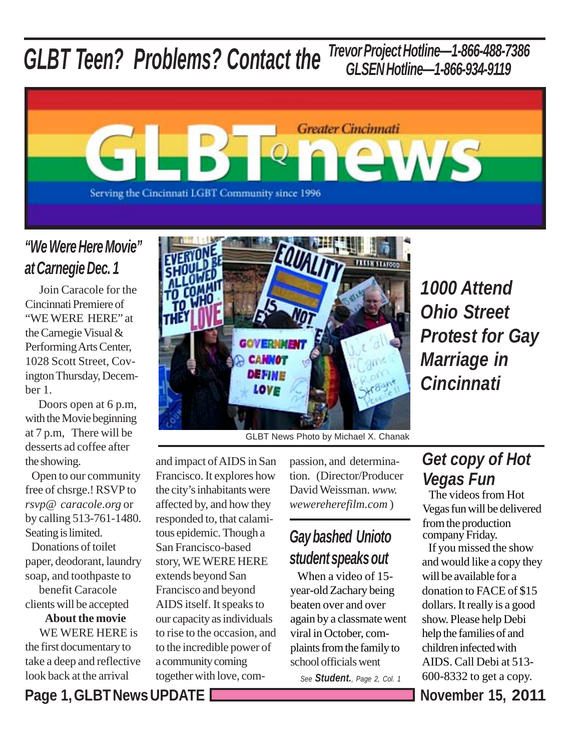# GLBT Teen? Problems? Contact the Trevor Project Hotline—1-866-488-7386 GLSEN Hotline—1-866-934-9119

# Greater Cincinnati GLBTQ news

Serving the Cincinnati LGBT Community since 1996

## "We Were Here Movie" at Carnegie Dec. 1

Join Caracole for the Cincinnati Premiere of "WE WERE HERE" at the Carnegie Visual & Performing Arts Center, 1028 Scott Street, Covington Thursday, December 1.

Doors open at 6 p.m, with the Movie beginning at 7 p.m, There will be desserts ad coffee after the showing.

Open to our community free of chsrge.! RSVP to *rsvp@ caracole.org* or by calling 513-761-1480. Seating is limited.

Donations of toilet paper, deodorant, laundry soap, and toothpaste to benefit Caracole clients will be accepted

**About the movie**

WE WERE HERE is the first documentary to take a deep and reflective look back at the arrival and impact of AIDS in San Francisco. It explores how the city's inhabitants were affected by, and how they responded to, that calamitous epidemic. Though a San Francisco-based story, WE WERE HERE extends beyond San Francisco and beyond AIDS itself. It speaks to our capacity as individuals to rise to the occasion, and to the incredible power of a community coming together with love, compassion, and determination. (Director/Producer David Weissman. *www. wewereherefilm.com* )

GLBT News Photo by Michael X. Chanak

## 1000 Attend Ohio Street Protest for Gay Marriage in Cincinnati

## Gay bashed Unioto student speaks out

When a video of 15-year-old Zachary being beaten over and over again by a classmate went viral in October, complaints from the family to school officials went

*See* ***Student.****, Page 2, Col. 1*

## Get copy of Hot Vegas Fun

The videos from Hot Vegas fun will be delivered from the production company Friday.

If you missed the show and would like a copy they will be available for a donation to FACE of $15 dollars. It really is a good show. Please help Debi help the families of and children infected with AIDS. Call Debi at 513-600-8332 to get a copy.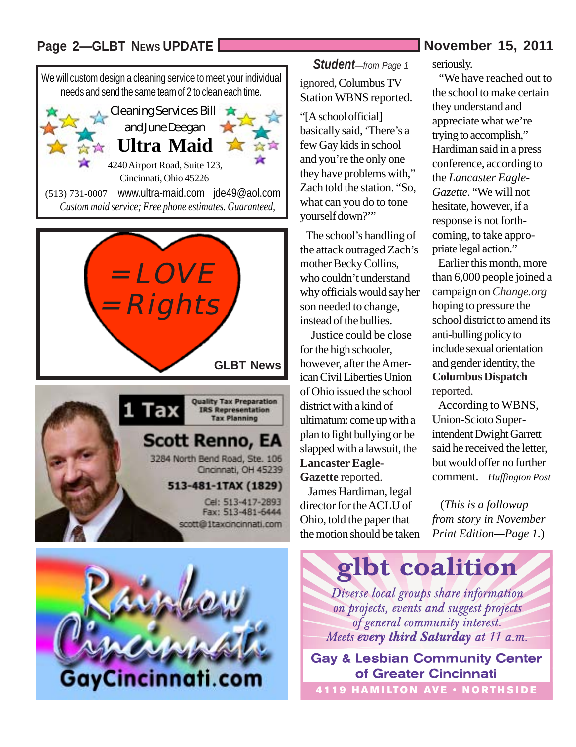We will custom design a cleaning service to meet your individual needs and send the same team of 2 to clean each time.

Cleaning Services Bill and June Deegan

**Ultra Maid**

4240 Airport Road, Suite 123, Cincinnati, Ohio 45226

(513) 731-0007 www.ultra-maid.com jde49@aol.com

*Custom maid service; Free phone estimates. Guaranteed,*

=LOVE =Rights

GLBT News

1 Tax

Quality Tax Preparation
IRS Representation
Tax Planning

**Scott Renno, EA**

3284 North Bend Road, Ste. 106
Cincinnati, OH 45239

**513-481-1TAX (1829)**

Cel: 513-417-2893
Fax: 513-481-6444
scott@1taxcincinnati.com

Rainbow Cincinnati

GayCincinnati.com

## *Student*—*from Page 1*

ignored, Columbus TV Station WBNS reported.

"[A school official] basically said, 'There's a few Gay kids in school and you're the only one they have problems with," Zach told the station. "So, what can you do to tone yourself down?'"

The school's handling of the attack outraged Zach's mother Becky Collins, who couldn't understand why officials would say her son needed to change, instead of the bullies.

Justice could be close for the high schooler, however, after the American Civil Liberties Union of Ohio issued the school district with a kind of ultimatum: come up with a plan to fight bullying or be slapped with a lawsuit, the **Lancaster Eagle-Gazette** reported.

James Hardiman, legal director for the ACLU of Ohio, told the paper that the motion should be taken seriously.

"We have reached out to the school to make certain they understand and appreciate what we're trying to accomplish," Hardiman said in a press conference, according to the *Lancaster Eagle-Gazette*. "We will not hesitate, however, if a response is not forthcoming, to take appropriate legal action."

Earlier this month, more than 6,000 people joined a campaign on *Change.org* hoping to pressure the school district to amend its anti-bulling policy to include sexual orientation and gender identity, the **Columbus Dispatch** reported.

According to WBNS, Union-Scioto Superintendent Dwight Garrett said he received the letter, but would offer no further comment. *Huffington Post*

(*This is a followup from story in November Print Edition—Page 1.*)

**glbt coalition**

*Diverse local groups share information on projects, events and suggest projects of general community interest.*

*Meets **every third Saturday** at 11 a.m.*

**Gay & Lesbian Community Center of Greater Cincinnati**

**4119 HAMILTON AVE • NORTHSIDE**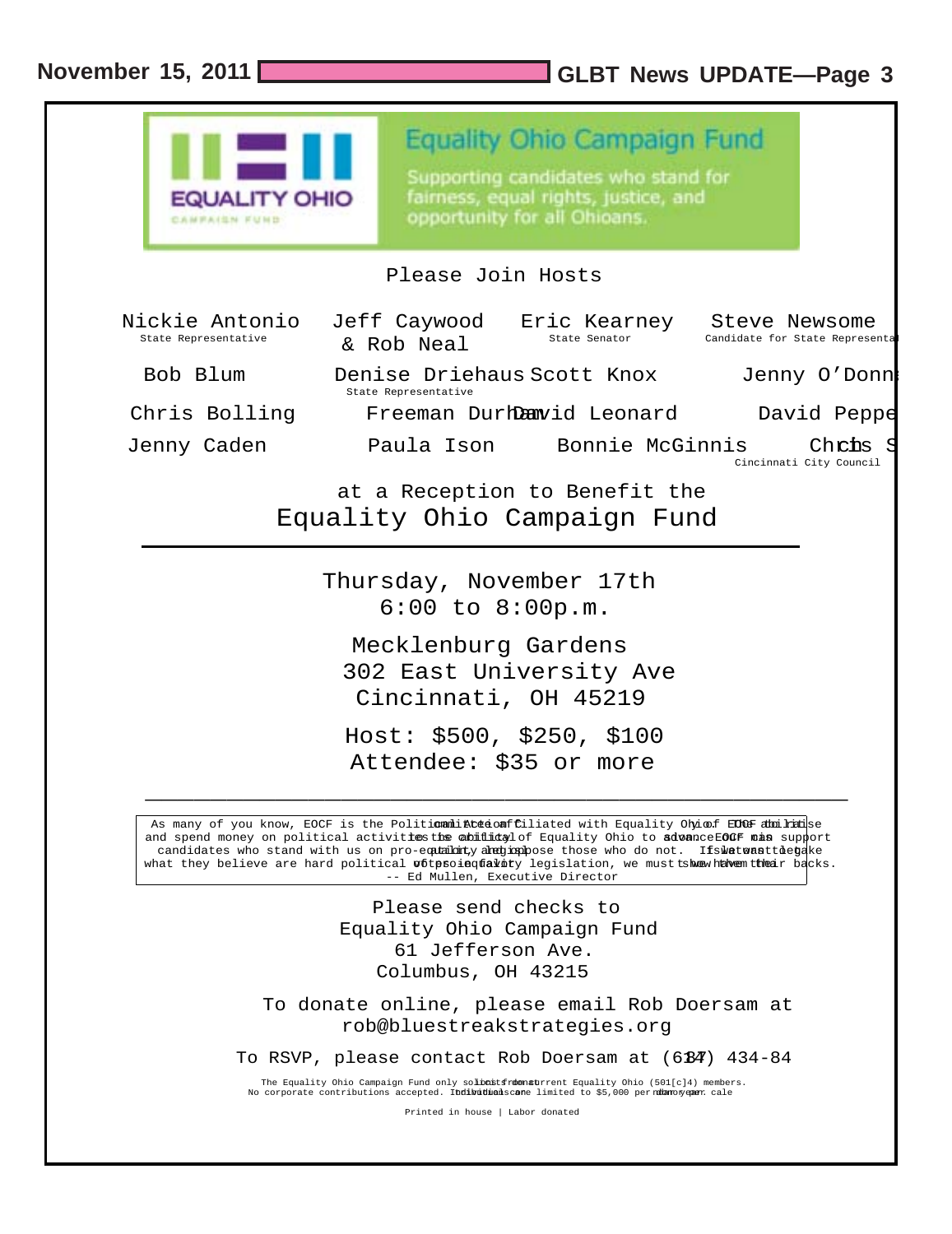# Equality Ohio Campaign Fund

Supporting candidates who stand for fairness, equal rights, justice, and opportunity for all Ohioans.

Please Join Hosts

| | | | |
|---|---|---|---|
| Nickie Antonio<br>State Representative | Jeff Caywood & Rob Neal | Eric Kearney<br>State Senator | Steve Newsome<br>Candidate for State Representa |
| Bob Blum | Denise Driehaus<br>State Representative | Scott Knox | Jenny O'Donn |
| Chris Bolling | Freeman Durham | David Leonard | David Peppe |
| Jenny Caden | Paula Ison | Bonnie McGinnis | Chris S<br>Cincinnati City Council |

at a Reception to Benefit the

## Equality Ohio Campaign Fund

Thursday, November 17th
6:00 to 8:00p.m.

Mecklenburg Gardens
302 East University Ave
Cincinnati, OH 45219

Host: $500, $250, $100
Attendee: $35 or more

> As many of you know, EOCF is the Political Action Committee affiliated with Equality Ohio. EOCF is able to raise and spend money on political activities the ability of Equality Ohio to advance EOCF can support candidates who stand with us on pro-equality and oppose those who do not. If we want legislators to take what they believe are hard political votes in favor of pro-equality legislation, we must show them we have their backs.
> -- Ed Mullen, Executive Director

Please send checks to
Equality Ohio Campaign Fund
61 Jefferson Ave.
Columbus, OH 43215

To donate online, please email Rob Doersam at rob@bluestreakstrategies.org

To RSVP, please contact Rob Doersam at (614) 434-84

The Equality Ohio Campaign Fund only solicits from current Equality Ohio (501[c]4) members. No corporate contributions accepted. Individual donations are limited to $5,000 per donor per calendar year.

Printed in house | Labor donated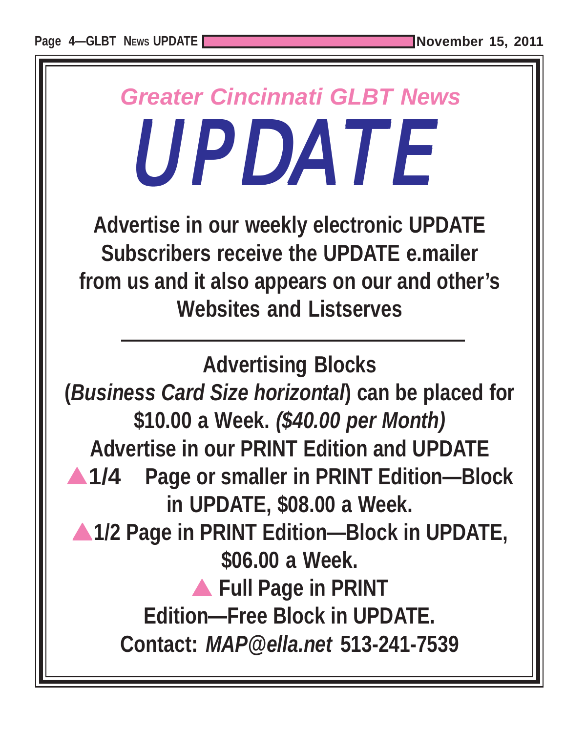*Greater Cincinnati GLBT News*

# *UPDATE*

**Advertise in our weekly electronic UPDATE Subscribers receive the UPDATE e.mailer from us and it also appears on our and other's Websites and Listserves**

---

**Advertising Blocks**

**(*Business Card Size horizontal*) can be placed for $10.00 a Week. *($40.00 per Month)***

**Advertise in our PRINT Edition and UPDATE**

- **1/4 Page or smaller in PRINT Edition—Block in UPDATE, $08.00 a Week.**
- **1/2 Page in PRINT Edition—Block in UPDATE, $06.00 a Week.**
- **Full Page in PRINT Edition—Free Block in UPDATE.**

**Contact: *MAP@ella.net* 513-241-7539**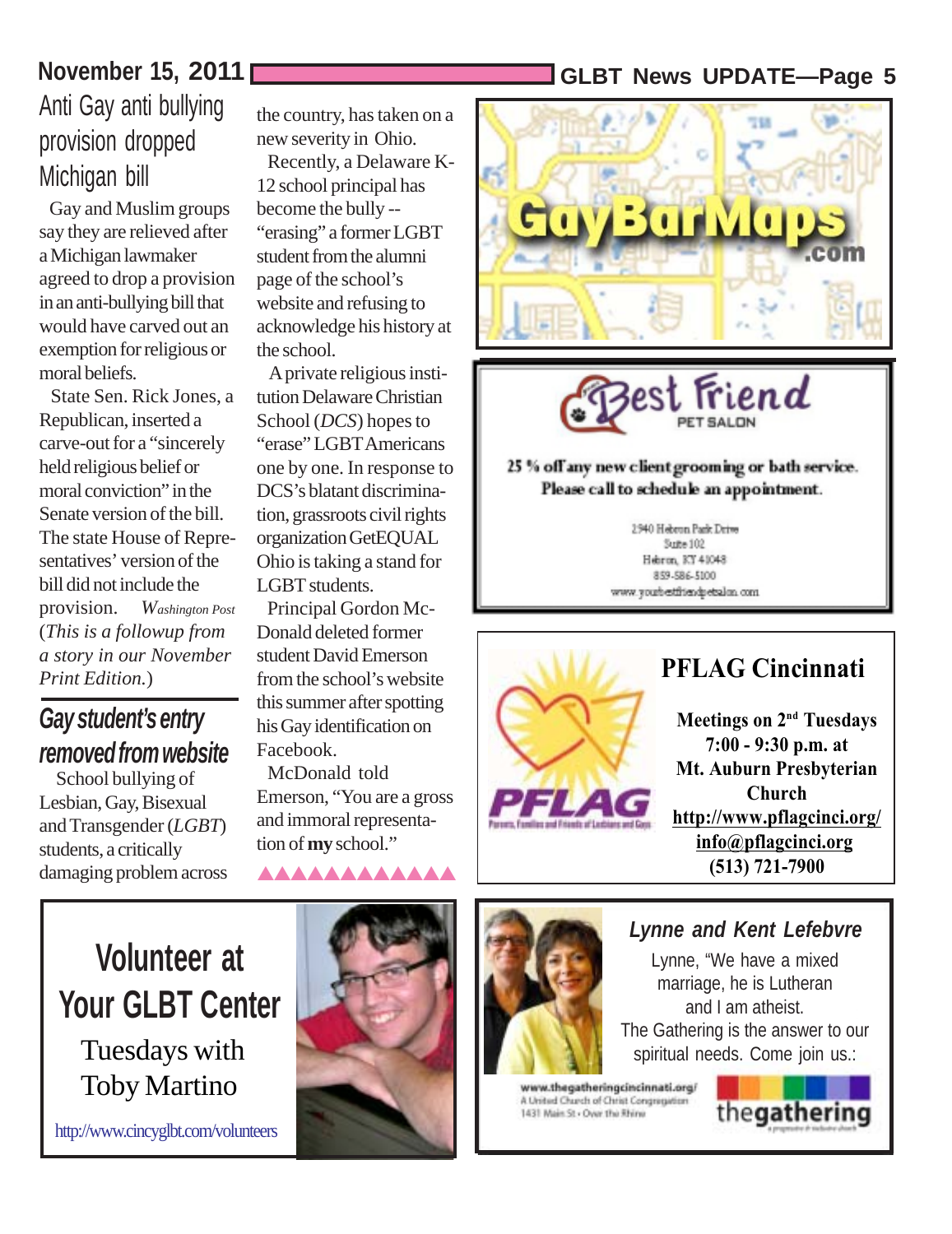## Anti Gay anti bullying provision dropped Michigan bill

Gay and Muslim groups say they are relieved after a Michigan lawmaker agreed to drop a provision in an anti-bullying bill that would have carved out an exemption for religious or moral beliefs.

State Sen. Rick Jones, a Republican, inserted a carve-out for a "sincerely held religious belief or moral conviction" in the Senate version of the bill. The state House of Representatives' version of the bill did not include the provision. *Washington Post*

(*This is a followup from a story in our November Print Edition.*)

## *Gay student's entry removed from website*

School bullying of Lesbian, Gay, Bisexual and Transgender (*LGBT*) students, a critically damaging problem across the country, has taken on a new severity in Ohio.

Recently, a Delaware K-12 school principal has become the bully -- "erasing" a former LGBT student from the alumni page of the school's website and refusing to acknowledge his history at the school.

A private religious institution Delaware Christian School (*DCS*) hopes to "erase" LGBT Americans one by one. In response to DCS's blatant discrimination, grassroots civil rights organization GetEQUAL Ohio is taking a stand for LGBT students.

Principal Gordon McDonald deleted former student David Emerson from the school's website this summer after spotting his Gay identification on Facebook.

McDonald told Emerson, "You are a gross and immoral representation of **my** school."

▲▲▲▲▲▲▲▲▲▲▲▲▲

GayBarMaps.com

**Best Friend** PET SALON

**25 % off any new client grooming or bath service.**
**Please call to schedule an appointment.**

2940 Hebron Park Drive
Suite 102
Hebron, KY 41048
859-586-5100
www.yourbestfriendpetsalon.com

## PFLAG Cincinnati

PFLAG
Parents, Families and Friends of Lesbians and Gays

**Meetings on 2nd Tuesdays**
**7:00 - 9:30 p.m. at**
**Mt. Auburn Presbyterian Church**
**http://www.pflagcinci.org/**
**info@pflagcinci.org**
**(513) 721-7900**

## Volunteer at Your GLBT Center

Tuesdays with
Toby Martino

http://www.cincyglbt.com/volunteers

### *Lynne and Kent Lefebvre*

Lynne, "We have a mixed marriage, he is Lutheran and I am atheist. The Gathering is the answer to our spiritual needs. Come join us.:

www.thegatheringcincinnati.org/
A United Church of Christ Congregation
1431 Main St • Over the Rhine

thegathering
a progressive & inclusive church